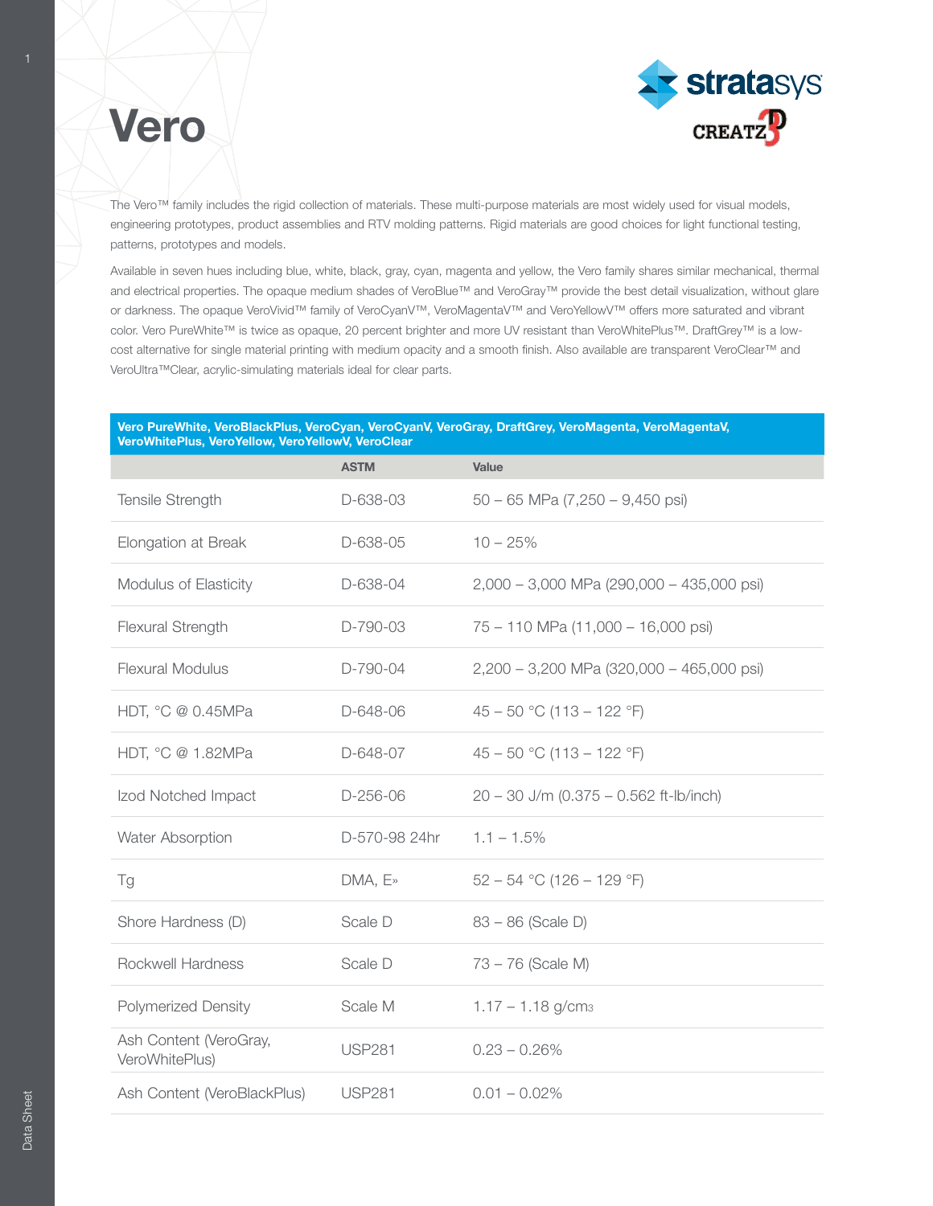# Vero

The Vero™ family includes the rigid collection of materials. These multi-purpose materials are most widely used for visual models, engineering prototypes, product assemblies and RTV molding patterns. Rigid materials are good choices for light functional testing, patterns, prototypes and models.

Available in seven hues including blue, white, black, gray, cyan, magenta and yellow, the Vero family shares similar mechanical, thermal and electrical properties. The opaque medium shades of VeroBlue™ and VeroGray™ provide the best detail visualization, without glare or darkness. The opaque VeroVivid™ family of VeroCyanV™, VeroMagentaV™ and VeroYellowV™ offers more saturated and vibrant color. Vero PureWhite™ is twice as opaque, 20 percent brighter and more UV resistant than VeroWhitePlus™. DraftGrey™ is a low-cost alternative for single material printing with medium opacity and a smooth finish. Also available are transparent VeroClear™ and VeroUltra™Clear, acrylic-simulating materials ideal for clear parts.

**Vero PureWhite, VeroBlackPlus, VeroCyan, VeroCyanV, VeroGray, DraftGrey, VeroMagenta, VeroMagentaV, VeroWhitePlus, VeroYellow, VeroYellowV, VeroClear**

| | ASTM | Value |
|---|---|---|
| Tensile Strength | D-638-03 | 50 – 65 MPa (7,250 – 9,450 psi) |
| Elongation at Break | D-638-05 | 10 – 25% |
| Modulus of Elasticity | D-638-04 | 2,000 – 3,000 MPa (290,000 – 435,000 psi) |
| Flexural Strength | D-790-03 | 75 – 110 MPa (11,000 – 16,000 psi) |
| Flexural Modulus | D-790-04 | 2,200 – 3,200 MPa (320,000 – 465,000 psi) |
| HDT, °C @ 0.45MPa | D-648-06 | 45 – 50 °C (113 – 122 °F) |
| HDT, °C @ 1.82MPa | D-648-07 | 45 – 50 °C (113 – 122 °F) |
| Izod Notched Impact | D-256-06 | 20 – 30 J/m (0.375 – 0.562 ft-lb/inch) |
| Water Absorption | D-570-98 24hr | 1.1 – 1.5% |
| Tg | DMA, E» | 52 – 54 °C (126 – 129 °F) |
| Shore Hardness (D) | Scale D | 83 – 86 (Scale D) |
| Rockwell Hardness | Scale D | 73 – 76 (Scale M) |
| Polymerized Density | Scale M | 1.17 – 1.18 g/cm$^3$ |
| Ash Content (VeroGray, VeroWhitePlus) | USP281 | 0.23 – 0.26% |
| Ash Content (VeroBlackPlus) | USP281 | 0.01 – 0.02% |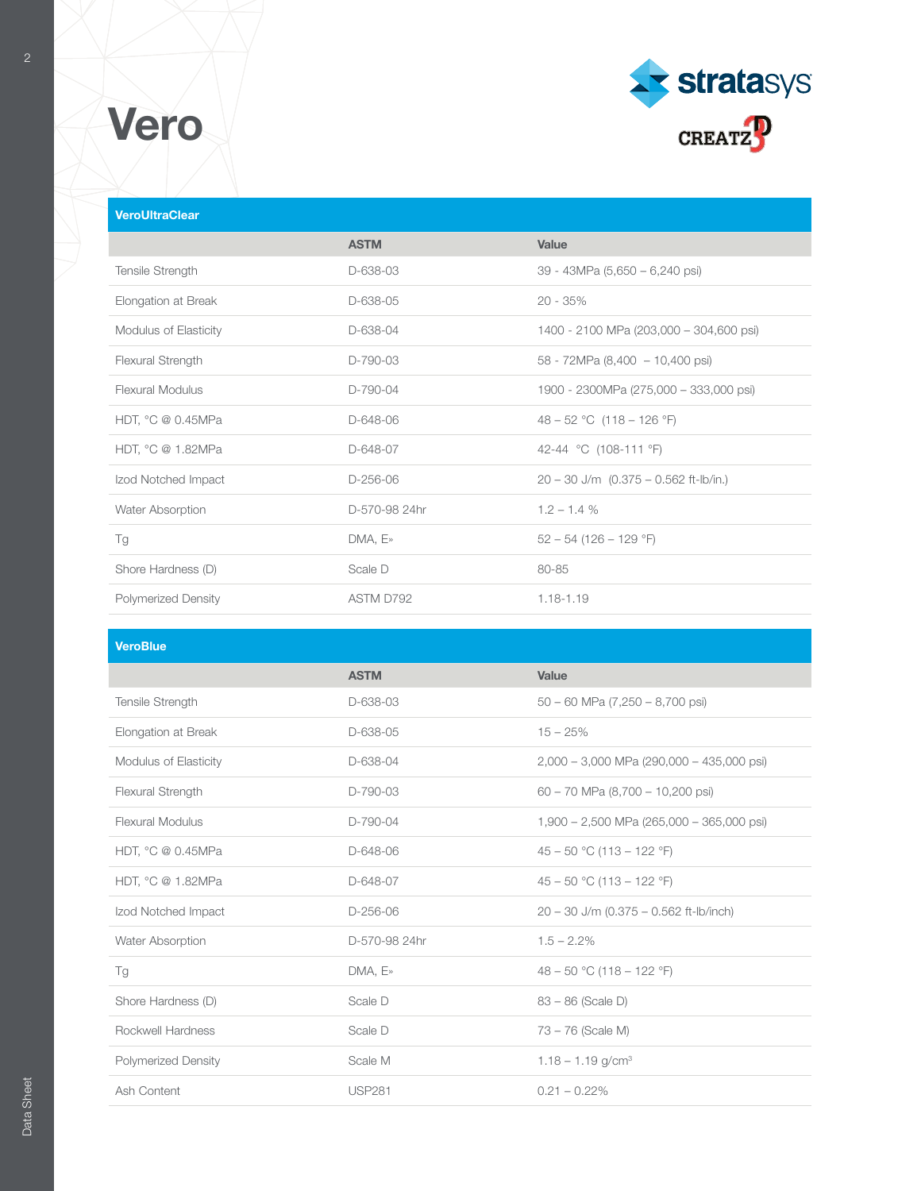# Vero

## VeroUltraClear

| | ASTM | Value |
|---|---|---|
| Tensile Strength | D-638-03 | 39 - 43MPa (5,650 – 6,240 psi) |
| Elongation at Break | D-638-05 | 20 - 35% |
| Modulus of Elasticity | D-638-04 | 1400 - 2100 MPa (203,000 – 304,600 psi) |
| Flexural Strength | D-790-03 | 58 - 72MPa (8,400 – 10,400 psi) |
| Flexural Modulus | D-790-04 | 1900 - 2300MPa (275,000 – 333,000 psi) |
| HDT, °C @ 0.45MPa | D-648-06 | 48 – 52 °C (118 – 126 °F) |
| HDT, °C @ 1.82MPa | D-648-07 | 42-44 °C (108-111 °F) |
| Izod Notched Impact | D-256-06 | 20 – 30 J/m (0.375 – 0.562 ft-lb/in.) |
| Water Absorption | D-570-98 24hr | 1.2 – 1.4 % |
| Tg | DMA, E» | 52 – 54 (126 – 129 °F) |
| Shore Hardness (D) | Scale D | 80-85 |
| Polymerized Density | ASTM D792 | 1.18-1.19 |

## VeroBlue

| | ASTM | Value |
|---|---|---|
| Tensile Strength | D-638-03 | 50 – 60 MPa (7,250 – 8,700 psi) |
| Elongation at Break | D-638-05 | 15 – 25% |
| Modulus of Elasticity | D-638-04 | 2,000 – 3,000 MPa (290,000 – 435,000 psi) |
| Flexural Strength | D-790-03 | 60 – 70 MPa (8,700 – 10,200 psi) |
| Flexural Modulus | D-790-04 | 1,900 – 2,500 MPa (265,000 – 365,000 psi) |
| HDT, °C @ 0.45MPa | D-648-06 | 45 – 50 °C (113 – 122 °F) |
| HDT, °C @ 1.82MPa | D-648-07 | 45 – 50 °C (113 – 122 °F) |
| Izod Notched Impact | D-256-06 | 20 – 30 J/m (0.375 – 0.562 ft-lb/inch) |
| Water Absorption | D-570-98 24hr | 1.5 – 2.2% |
| Tg | DMA, E» | 48 – 50 °C (118 – 122 °F) |
| Shore Hardness (D) | Scale D | 83 – 86 (Scale D) |
| Rockwell Hardness | Scale D | 73 – 76 (Scale M) |
| Polymerized Density | Scale M | 1.18 – 1.19 g/cm$^3$ |
| Ash Content | USP281 | 0.21 – 0.22% |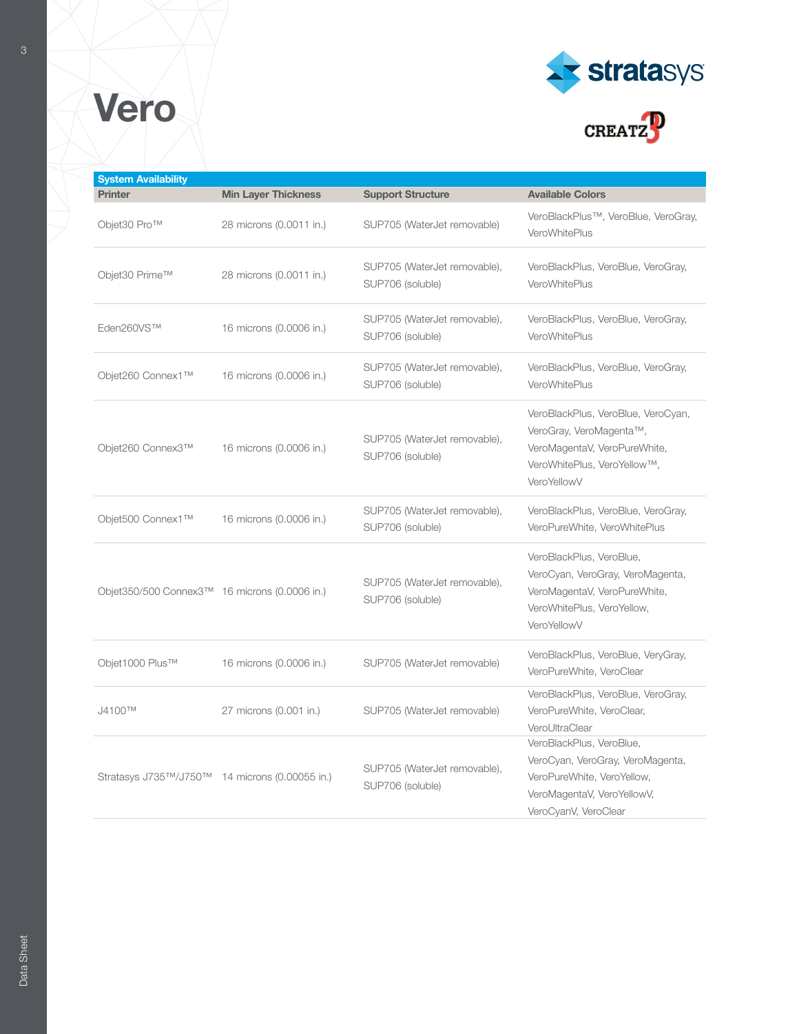# Vero

| System Availability | | | |
|---|---|---|---|
| **Printer** | **Min Layer Thickness** | **Support Structure** | **Available Colors** |
| Objet30 Pro™ | 28 microns (0.0011 in.) | SUP705 (WaterJet removable) | VeroBlackPlus™, VeroBlue, VeroGray, VeroWhitePlus |
| Objet30 Prime™ | 28 microns (0.0011 in.) | SUP705 (WaterJet removable), SUP706 (soluble) | VeroBlackPlus, VeroBlue, VeroGray, VeroWhitePlus |
| Eden260VS™ | 16 microns (0.0006 in.) | SUP705 (WaterJet removable), SUP706 (soluble) | VeroBlackPlus, VeroBlue, VeroGray, VeroWhitePlus |
| Objet260 Connex1™ | 16 microns (0.0006 in.) | SUP705 (WaterJet removable), SUP706 (soluble) | VeroBlackPlus, VeroBlue, VeroGray, VeroWhitePlus |
| Objet260 Connex3™ | 16 microns (0.0006 in.) | SUP705 (WaterJet removable), SUP706 (soluble) | VeroBlackPlus, VeroBlue, VeroCyan, VeroGray, VeroMagenta™, VeroMagentaV, VeroPureWhite, VeroWhitePlus, VeroYellow™, VeroYellowV |
| Objet500 Connex1™ | 16 microns (0.0006 in.) | SUP705 (WaterJet removable), SUP706 (soluble) | VeroBlackPlus, VeroBlue, VeroGray, VeroPureWhite, VeroWhitePlus |
| Objet350/500 Connex3™ | 16 microns (0.0006 in.) | SUP705 (WaterJet removable), SUP706 (soluble) | VeroBlackPlus, VeroBlue, VeroCyan, VeroGray, VeroMagenta, VeroMagentaV, VeroPureWhite, VeroWhitePlus, VeroYellow, VeroYellowV |
| Objet1000 Plus™ | 16 microns (0.0006 in.) | SUP705 (WaterJet removable) | VeroBlackPlus, VeroBlue, VeryGray, VeroPureWhite, VeroClear |
| J4100™ | 27 microns (0.001 in.) | SUP705 (WaterJet removable) | VeroBlackPlus, VeroBlue, VeroGray, VeroPureWhite, VeroClear, VeroUltraClear |
| Stratasys J735™/J750™ | 14 microns (0.00055 in.) | SUP705 (WaterJet removable), SUP706 (soluble) | VeroBlackPlus, VeroBlue, VeroCyan, VeroGray, VeroMagenta, VeroPureWhite, VeroYellow, VeroMagentaV, VeroYellowV, VeroCyanV, VeroClear |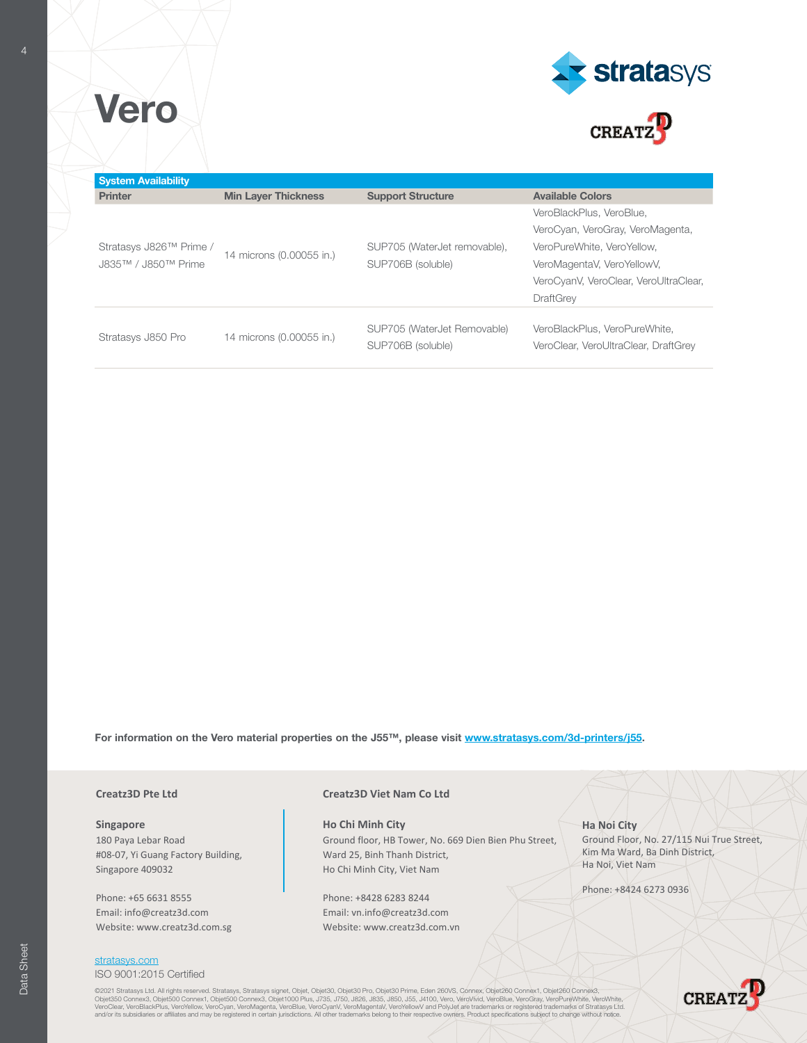# Vero

| System Availability | | | |
|---|---|---|---|
| **Printer** | **Min Layer Thickness** | **Support Structure** | **Available Colors** |
| Stratasys J826™ Prime / J835™ / J850™ Prime | 14 microns (0.00055 in.) | SUP705 (WaterJet removable), SUP706B (soluble) | VeroBlackPlus, VeroBlue, VeroCyan, VeroGray, VeroMagenta, VeroPureWhite, VeroYellow, VeroMagentaV, VeroYellowV, VeroCyanV, VeroClear, VeroUltraClear, DraftGrey |
| Stratasys J850 Pro | 14 microns (0.00055 in.) | SUP705 (WaterJet Removable) SUP706B (soluble) | VeroBlackPlus, VeroPureWhite, VeroClear, VeroUltraClear, DraftGrey |

**For information on the Vero material properties on the J55™, please visit [www.stratasys.com/3d-printers/j55](www.stratasys.com/3d-printers/j55).**

**Creatz3D Pte Ltd**

**Singapore**
180 Paya Lebar Road
#08-07, Yi Guang Factory Building,
Singapore 409032

Phone: +65 6631 8555
Email: info@creatz3d.com
Website: www.creatz3d.com.sg

**Creatz3D Viet Nam Co Ltd**

**Ho Chi Minh City**
Ground floor, HB Tower, No. 669 Dien Bien Phu Street,
Ward 25, Binh Thanh District,
Ho Chi Minh City, Viet Nam

Phone: +8428 6283 8244
Email: vn.info@creatz3d.com
Website: www.creatz3d.com.vn

**Ha Noi City**
Ground Floor, No. 27/115 Nui True Street,
Kim Ma Ward, Ba Dinh District,
Ha Noi, Viet Nam

Phone: +8424 6273 0936

[stratasys.com](stratasys.com)
ISO 9001:2015 Certified

©2021 Stratasys Ltd. All rights reserved. Stratasys, Stratasys signet, Objet, Objet30, Objet30 Pro, Objet30 Prime, Eden 260VS, Connex, Objet260 Connex1, Objet260 Connex3, Objet350 Connex3, Objet500 Connex1, Objet500 Connex3, Objet1000 Plus, J735, J750, J826, J835, J850, J55, J4100, Vero, VeroVivid, VeroBlue, VeroGray, VeroPureWhite, VeroWhite, VeroClear, VeroBlackPlus, VeroYellow, VeroCyan, VeroMagenta, VeroBlue, VeroCyanV, VeroMagentaV, VeroYellowV and PolyJet are trademarks or registered trademarks of Stratasys Ltd. and/or its subsidiaries or affiliates and may be registered in certain jurisdictions. All other trademarks belong to their respective owners. Product specifications subject to change without notice.